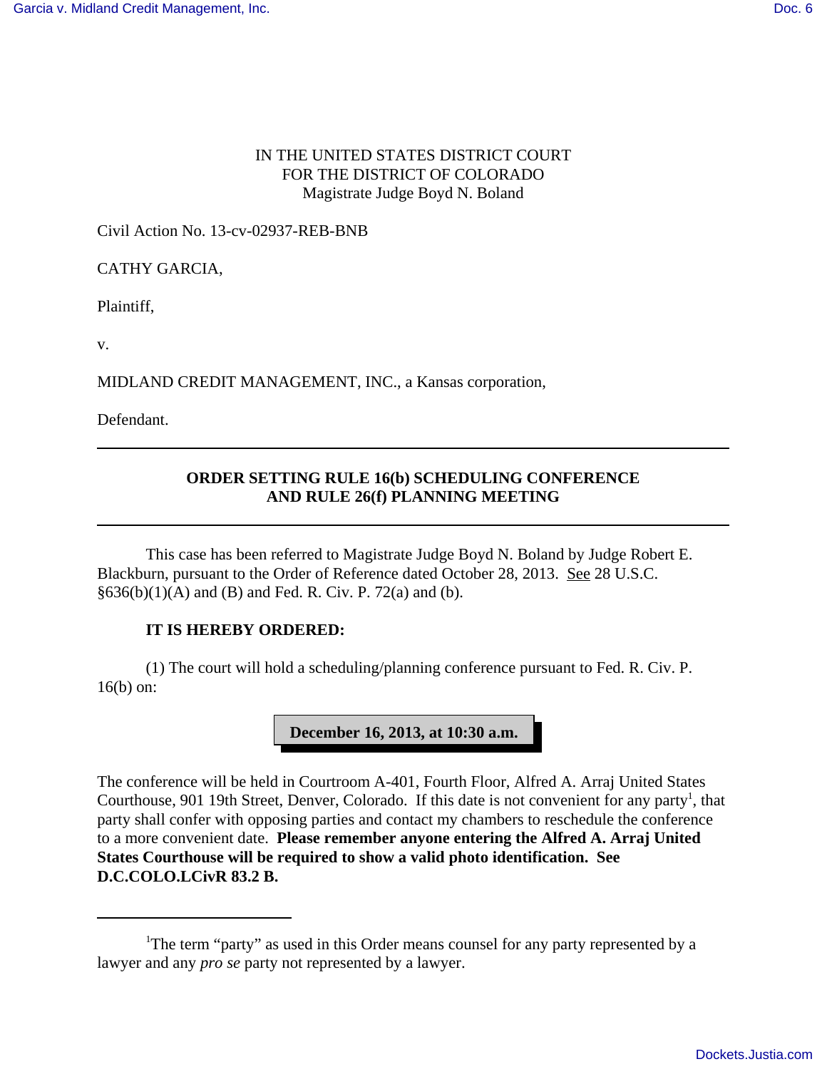IN THE UNITED STATES DISTRICT COURT
FOR THE DISTRICT OF COLORADO
Magistrate Judge Boyd N. Boland

Civil Action No. 13-cv-02937-REB-BNB

CATHY GARCIA,

Plaintiff,

v.

MIDLAND CREDIT MANAGEMENT, INC., a Kansas corporation,

Defendant.

---

## ORDER SETTING RULE 16(b) SCHEDULING CONFERENCE AND RULE 26(f) PLANNING MEETING

---

This case has been referred to Magistrate Judge Boyd N. Boland by Judge Robert E. Blackburn, pursuant to the Order of Reference dated October 28, 2013. See 28 U.S.C. §636(b)(1)(A) and (B) and Fed. R. Civ. P. 72(a) and (b).

**IT IS HEREBY ORDERED:**

(1) The court will hold a scheduling/planning conference pursuant to Fed. R. Civ. P. 16(b) on:

**December 16, 2013, at 10:30 a.m.**

The conference will be held in Courtroom A-401, Fourth Floor, Alfred A. Arraj United States Courthouse, 901 19th Street, Denver, Colorado. If this date is not convenient for any party[1], that party shall confer with opposing parties and contact my chambers to reschedule the conference to a more convenient date. **Please remember anyone entering the Alfred A. Arraj United States Courthouse will be required to show a valid photo identification. See D.C.COLO.LCivR 83.2 B.**

---

[1]The term "party" as used in this Order means counsel for any party represented by a lawyer and any *pro se* party not represented by a lawyer.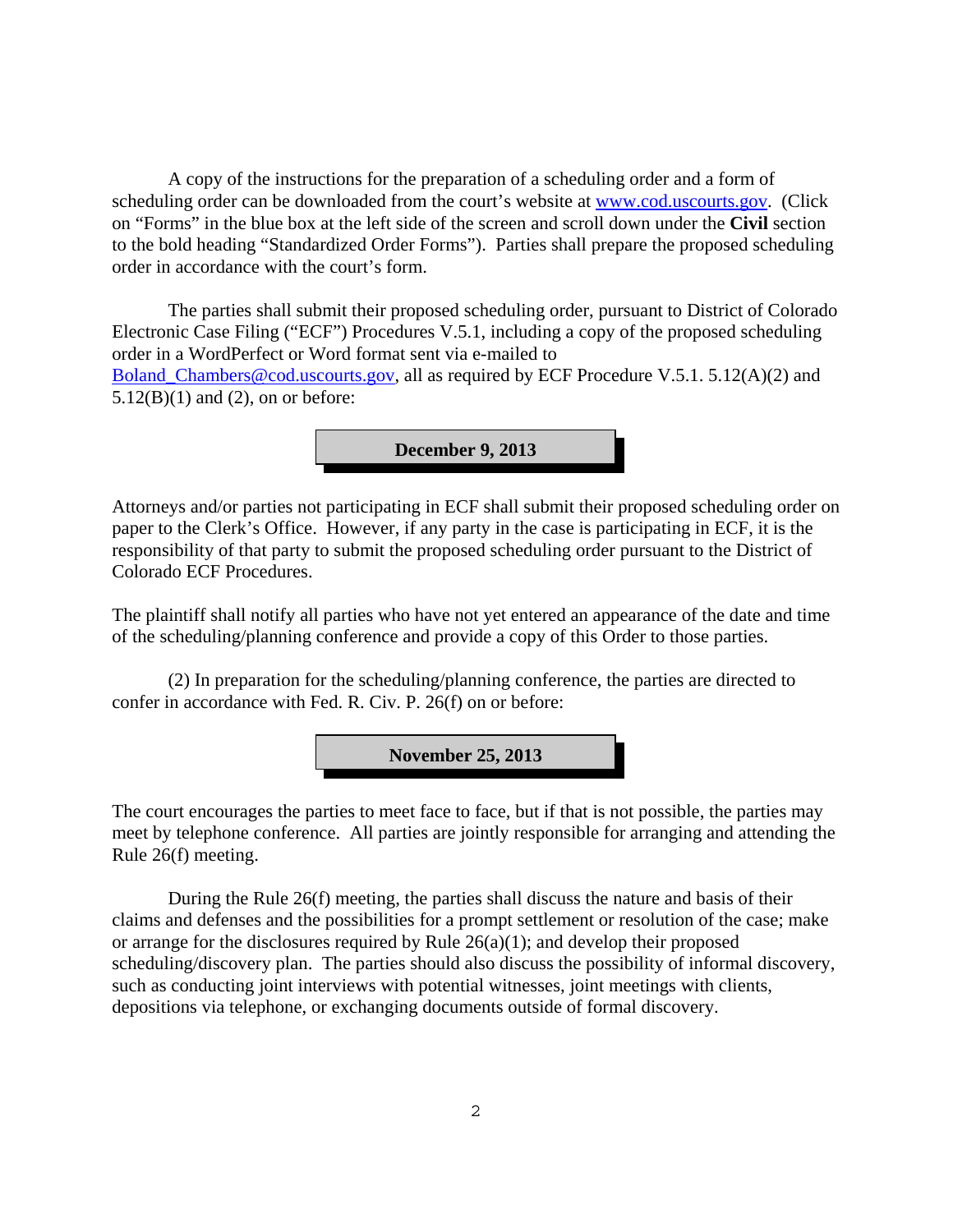A copy of the instructions for the preparation of a scheduling order and a form of scheduling order can be downloaded from the court's website at www.cod.uscourts.gov. (Click on "Forms" in the blue box at the left side of the screen and scroll down under the **Civil** section to the bold heading "Standardized Order Forms"). Parties shall prepare the proposed scheduling order in accordance with the court's form.

The parties shall submit their proposed scheduling order, pursuant to District of Colorado Electronic Case Filing ("ECF") Procedures V.5.1, including a copy of the proposed scheduling order in a WordPerfect or Word format sent via e-mailed to Boland_Chambers@cod.uscourts.gov, all as required by ECF Procedure V.5.1. 5.12(A)(2) and 5.12(B)(1) and (2), on or before:

**December 9, 2013**

Attorneys and/or parties not participating in ECF shall submit their proposed scheduling order on paper to the Clerk's Office. However, if any party in the case is participating in ECF, it is the responsibility of that party to submit the proposed scheduling order pursuant to the District of Colorado ECF Procedures.

The plaintiff shall notify all parties who have not yet entered an appearance of the date and time of the scheduling/planning conference and provide a copy of this Order to those parties.

(2) In preparation for the scheduling/planning conference, the parties are directed to confer in accordance with Fed. R. Civ. P. 26(f) on or before:

**November 25, 2013**

The court encourages the parties to meet face to face, but if that is not possible, the parties may meet by telephone conference. All parties are jointly responsible for arranging and attending the Rule 26(f) meeting.

During the Rule 26(f) meeting, the parties shall discuss the nature and basis of their claims and defenses and the possibilities for a prompt settlement or resolution of the case; make or arrange for the disclosures required by Rule 26(a)(1); and develop their proposed scheduling/discovery plan. The parties should also discuss the possibility of informal discovery, such as conducting joint interviews with potential witnesses, joint meetings with clients, depositions via telephone, or exchanging documents outside of formal discovery.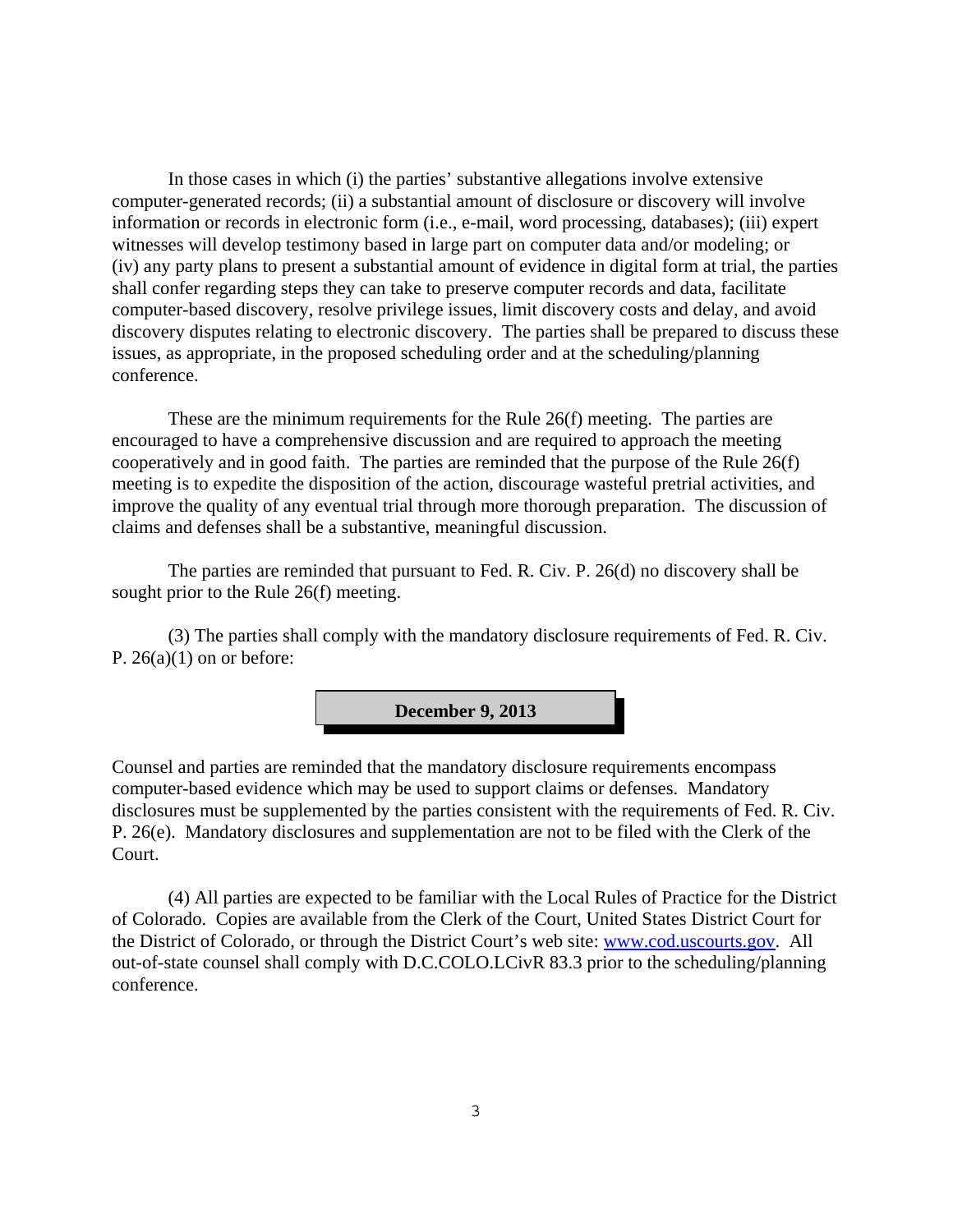In those cases in which (i) the parties' substantive allegations involve extensive computer-generated records; (ii) a substantial amount of disclosure or discovery will involve information or records in electronic form (i.e., e-mail, word processing, databases); (iii) expert witnesses will develop testimony based in large part on computer data and/or modeling; or (iv) any party plans to present a substantial amount of evidence in digital form at trial, the parties shall confer regarding steps they can take to preserve computer records and data, facilitate computer-based discovery, resolve privilege issues, limit discovery costs and delay, and avoid discovery disputes relating to electronic discovery. The parties shall be prepared to discuss these issues, as appropriate, in the proposed scheduling order and at the scheduling/planning conference.

These are the minimum requirements for the Rule 26(f) meeting. The parties are encouraged to have a comprehensive discussion and are required to approach the meeting cooperatively and in good faith. The parties are reminded that the purpose of the Rule 26(f) meeting is to expedite the disposition of the action, discourage wasteful pretrial activities, and improve the quality of any eventual trial through more thorough preparation. The discussion of claims and defenses shall be a substantive, meaningful discussion.

The parties are reminded that pursuant to Fed. R. Civ. P. 26(d) no discovery shall be sought prior to the Rule 26(f) meeting.

(3) The parties shall comply with the mandatory disclosure requirements of Fed. R. Civ. P. 26(a)(1) on or before:

**December 9, 2013**

Counsel and parties are reminded that the mandatory disclosure requirements encompass computer-based evidence which may be used to support claims or defenses. Mandatory disclosures must be supplemented by the parties consistent with the requirements of Fed. R. Civ. P. 26(e). Mandatory disclosures and supplementation are not to be filed with the Clerk of the Court.

(4) All parties are expected to be familiar with the Local Rules of Practice for the District of Colorado. Copies are available from the Clerk of the Court, United States District Court for the District of Colorado, or through the District Court's web site: www.cod.uscourts.gov. All out-of-state counsel shall comply with D.C.COLO.LCivR 83.3 prior to the scheduling/planning conference.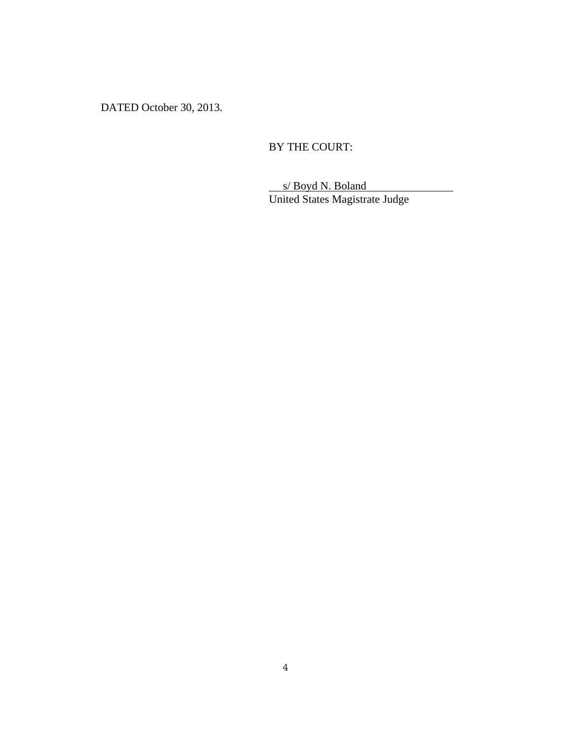DATED October 30, 2013.

BY THE COURT:

s/ Boyd N. Boland
United States Magistrate Judge